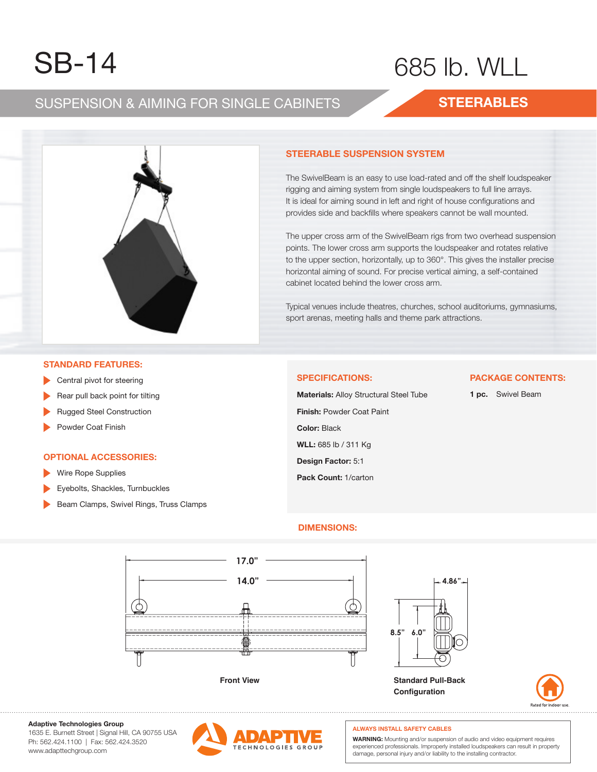# SB-14

# 685 lb. WLL

## SUSPENSION & AIMING FOR SINGLE CABINETS

**STEERABLES**

### STEERABLE SUSPENSION SYSTEM

The SwivelBeam is an easy to use load-rated and off the shelf loudspeaker rigging and aiming system from single loudspeakers to full line arrays. It is ideal for aiming sound in left and right of house configurations and provides side and backfills where speakers cannot be wall mounted.

The upper cross arm of the SwivelBeam rigs from two overhead suspension points. The lower cross arm supports the loudspeaker and rotates relative to the upper section, horizontally, up to 360°. This gives the installer precise horizontal aiming of sound. For precise vertical aiming, a self-contained cabinet located behind the lower cross arm.

Typical venues include theatres, churches, school auditoriums, gymnasiums, sport arenas, meeting halls and theme park attractions.

### STANDARD FEATURES:

- Central pivot for steering
- Rear pull back point for tilting
- Rugged Steel Construction
- Powder Coat Finish

### OPTIONAL ACCESSORIES:

- Wire Rope Supplies
- Eyebolts, Shackles, Turnbuckles
- Beam Clamps, Swivel Rings, Truss Clamps

### SPECIFICATIONS:

**Materials:** Alloy Structural Steel Tube

**Finish:** Powder Coat Paint

**Color:** Black

**WLL:** 685 lb / 311 Kg

**Design Factor:** 5:1

**Pack Count:** 1/carton

### PACKAGE CONTENTS:

**1 pc.** Swivel Beam

### DIMENSIONS:

17.0”

14.0”

Front View

4.86”

8.5” 6.0”

Standard Pull-Back Configuration

Rated for indoor use.

**Adaptive Technologies Group**
1635 E. Burnett Street | Signal Hill, CA 90755 USA
Ph: 562.424.1100 | Fax: 562.424.3520
www.adapttechgroup.com

ADAPTIVE TECHNOLOGIES GROUP

**ALWAYS INSTALL SAFETY CABLES**

**WARNING:** Mounting and/or suspension of audio and video equipment requires experienced professionals. Improperly installed loudspeakers can result in property damage, personal injury and/or liability to the installing contractor.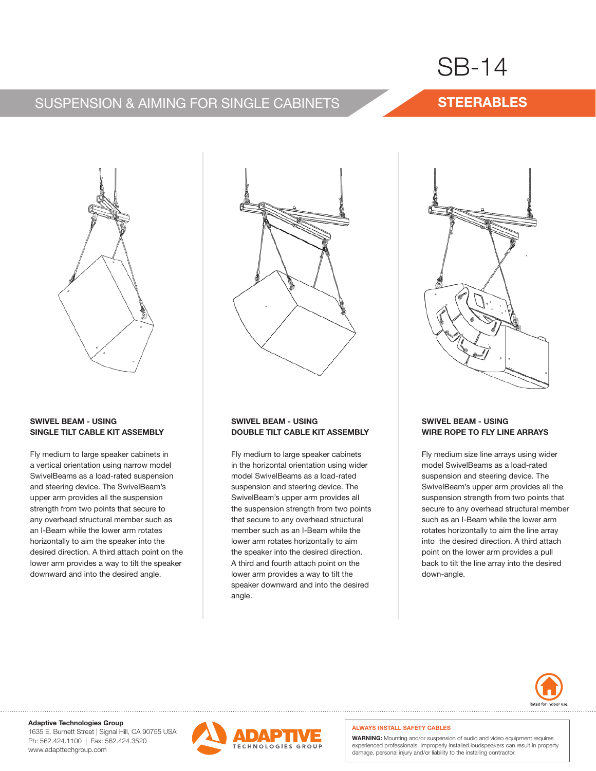# SB-14

## SUSPENSION & AIMING FOR SINGLE CABINETS

**STEERABLES**

### SWIVEL BEAM - USING SINGLE TILT CABLE KIT ASSEMBLY

Fly medium to large speaker cabinets in a vertical orientation using narrow model SwivelBeams as a load-rated suspension and steering device. The SwivelBeam's upper arm provides all the suspension strength from two points that secure to any overhead structural member such as an I-Beam while the lower arm rotates horizontally to aim the speaker into the desired direction. A third attach point on the lower arm provides a way to tilt the speaker downward and into the desired angle.

### SWIVEL BEAM - USING DOUBLE TILT CABLE KIT ASSEMBLY

Fly medium to large speaker cabinets in the horizontal orientation using wider model SwivelBeams as a load-rated suspension and steering device. The SwivelBeam's upper arm provides all the suspension strength from two points that secure to any overhead structural member such as an I-Beam while the lower arm rotates horizontally to aim the speaker into the desired direction. A third and fourth attach point on the lower arm provides a way to tilt the speaker downward and into the desired angle.

### SWIVEL BEAM - USING WIRE ROPE TO FLY LINE ARRAYS

Fly medium size line arrays using wider model SwivelBeams as a load-rated suspension and steering device. The SwivelBeam's upper arm provides all the suspension strength from two points that secure to any overhead structural member such as an I-Beam while the lower arm rotates horizontally to aim the line array into the desired direction. A third attach point on the lower arm provides a pull back to tilt the line array into the desired down-angle.

Rated for indoor use.

**Adaptive Technologies Group**
1635 E. Burnett Street | Signal Hill, CA 90755 USA
Ph: 562.424.1100 | Fax: 562.424.3520
www.adapttechgroup.com

ADAPTIVE TECHNOLOGIES GROUP

**ALWAYS INSTALL SAFETY CABLES**

**WARNING:** Mounting and/or suspension of audio and video equipment requires experienced professionals. Improperly installed loudspeakers can result in property damage, personal injury and/or liability to the installing contractor.